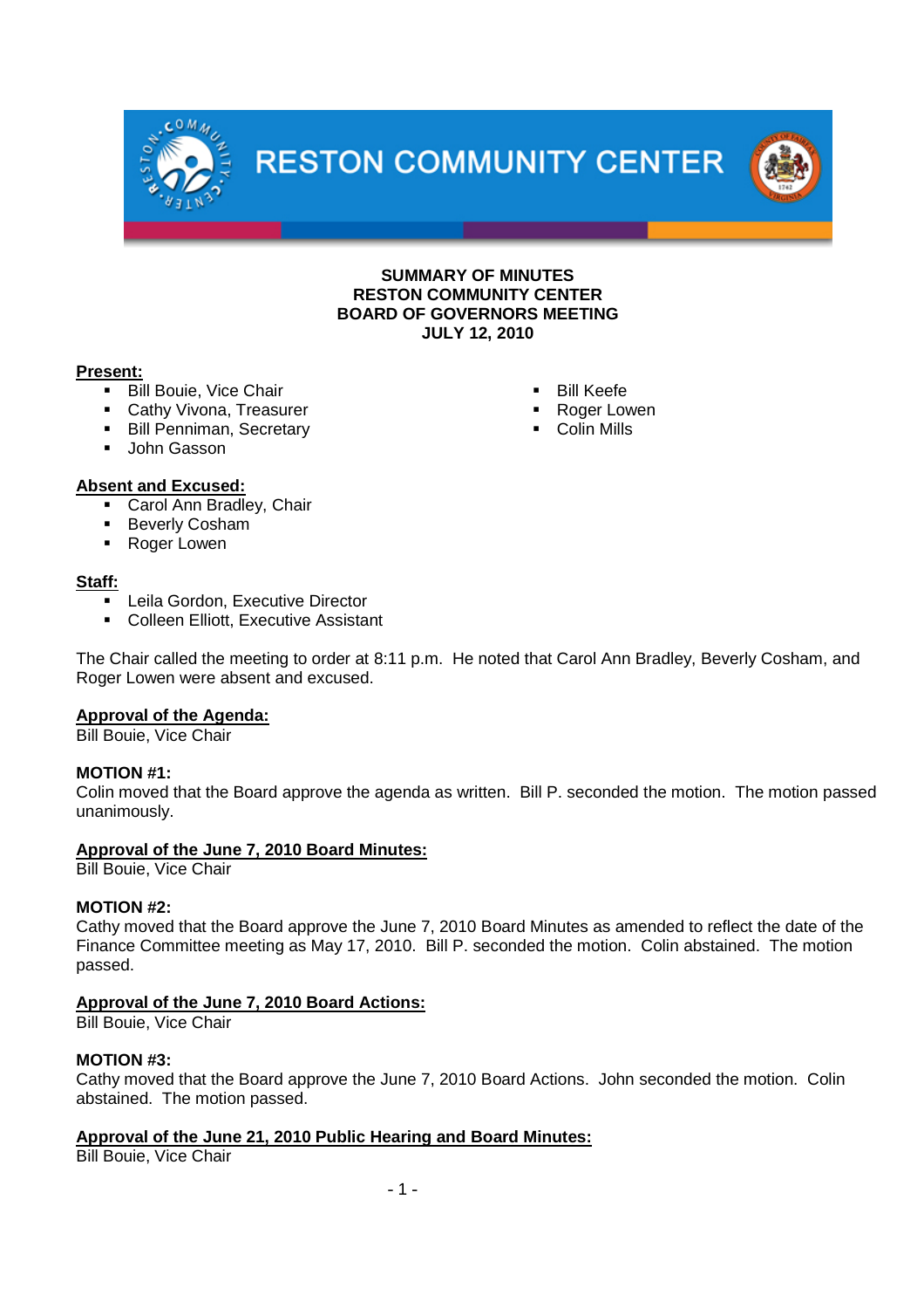# RESTON COMMUNITY CENTER

**SUMMARY OF MINUTES**
**RESTON COMMUNITY CENTER**
**BOARD OF GOVERNORS MEETING**
**JULY 12, 2010**

**Present:**

- Bill Bouie, Vice Chair
- Cathy Vivona, Treasurer
- Bill Penniman, Secretary
- John Gasson
- Bill Keefe
- Roger Lowen
- Colin Mills

**Absent and Excused:**

- Carol Ann Bradley, Chair
- Beverly Cosham
- Roger Lowen

**Staff:**

- Leila Gordon, Executive Director
- Colleen Elliott, Executive Assistant

The Chair called the meeting to order at 8:11 p.m. He noted that Carol Ann Bradley, Beverly Cosham, and Roger Lowen were absent and excused.

**Approval of the Agenda:**
Bill Bouie, Vice Chair

**MOTION #1:**
Colin moved that the Board approve the agenda as written. Bill P. seconded the motion. The motion passed unanimously.

**Approval of the June 7, 2010 Board Minutes:**
Bill Bouie, Vice Chair

**MOTION #2:**
Cathy moved that the Board approve the June 7, 2010 Board Minutes as amended to reflect the date of the Finance Committee meeting as May 17, 2010. Bill P. seconded the motion. Colin abstained. The motion passed.

**Approval of the June 7, 2010 Board Actions:**
Bill Bouie, Vice Chair

**MOTION #3:**
Cathy moved that the Board approve the June 7, 2010 Board Actions. John seconded the motion. Colin abstained. The motion passed.

**Approval of the June 21, 2010 Public Hearing and Board Minutes:**
Bill Bouie, Vice Chair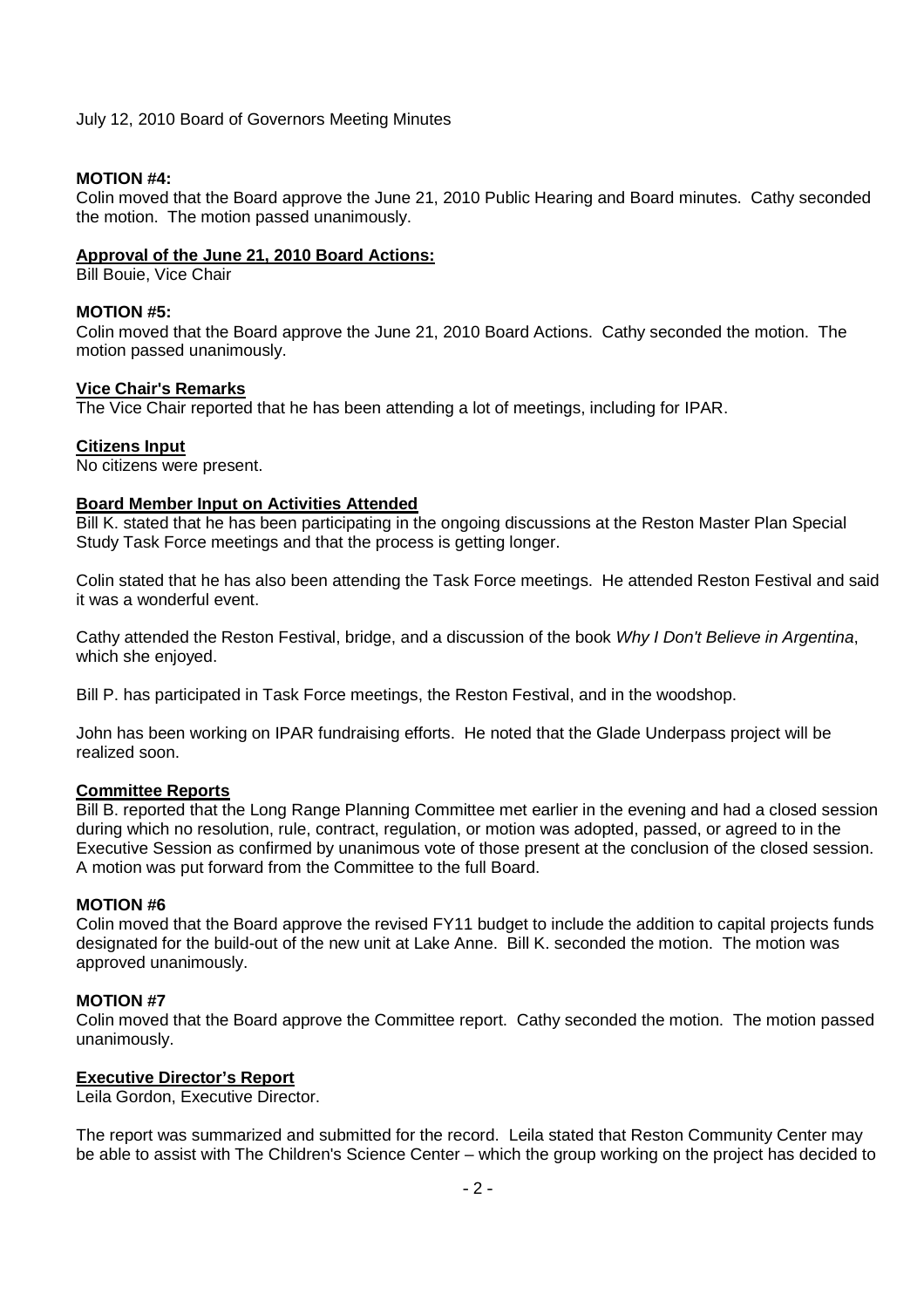July 12, 2010 Board of Governors Meeting Minutes

**MOTION #4:**
Colin moved that the Board approve the June 21, 2010 Public Hearing and Board minutes. Cathy seconded the motion. The motion passed unanimously.

**Approval of the June 21, 2010 Board Actions:**
Bill Bouie, Vice Chair

**MOTION #5:**
Colin moved that the Board approve the June 21, 2010 Board Actions. Cathy seconded the motion. The motion passed unanimously.

**Vice Chair's Remarks**
The Vice Chair reported that he has been attending a lot of meetings, including for IPAR.

**Citizens Input**
No citizens were present.

**Board Member Input on Activities Attended**
Bill K. stated that he has been participating in the ongoing discussions at the Reston Master Plan Special Study Task Force meetings and that the process is getting longer.

Colin stated that he has also been attending the Task Force meetings. He attended Reston Festival and said it was a wonderful event.

Cathy attended the Reston Festival, bridge, and a discussion of the book *Why I Don't Believe in Argentina*, which she enjoyed.

Bill P. has participated in Task Force meetings, the Reston Festival, and in the woodshop.

John has been working on IPAR fundraising efforts. He noted that the Glade Underpass project will be realized soon.

**Committee Reports**
Bill B. reported that the Long Range Planning Committee met earlier in the evening and had a closed session during which no resolution, rule, contract, regulation, or motion was adopted, passed, or agreed to in the Executive Session as confirmed by unanimous vote of those present at the conclusion of the closed session. A motion was put forward from the Committee to the full Board.

**MOTION #6**
Colin moved that the Board approve the revised FY11 budget to include the addition to capital projects funds designated for the build-out of the new unit at Lake Anne. Bill K. seconded the motion. The motion was approved unanimously.

**MOTION #7**
Colin moved that the Board approve the Committee report. Cathy seconded the motion. The motion passed unanimously.

**Executive Director's Report**
Leila Gordon, Executive Director.

The report was summarized and submitted for the record. Leila stated that Reston Community Center may be able to assist with The Children's Science Center – which the group working on the project has decided to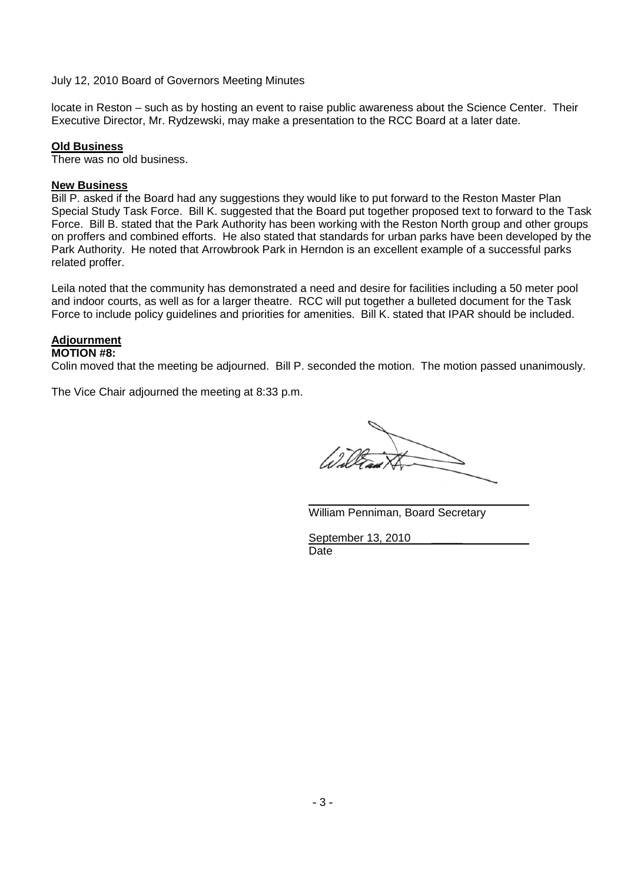locate in Reston – such as by hosting an event to raise public awareness about the Science Center. Their Executive Director, Mr. Rydzewski, may make a presentation to the RCC Board at a later date.

**Old Business**

There was no old business.

**New Business**

Bill P. asked if the Board had any suggestions they would like to put forward to the Reston Master Plan Special Study Task Force. Bill K. suggested that the Board put together proposed text to forward to the Task Force. Bill B. stated that the Park Authority has been working with the Reston North group and other groups on proffers and combined efforts. He also stated that standards for urban parks have been developed by the Park Authority. He noted that Arrowbrook Park in Herndon is an excellent example of a successful parks related proffer.

Leila noted that the community has demonstrated a need and desire for facilities including a 50 meter pool and indoor courts, as well as for a larger theatre. RCC will put together a bulleted document for the Task Force to include policy guidelines and priorities for amenities. Bill K. stated that IPAR should be included.

**Adjournment**

**MOTION #8:**

Colin moved that the meeting be adjourned. Bill P. seconded the motion. The motion passed unanimously.

The Vice Chair adjourned the meeting at 8:33 p.m.

William Penniman, Board Secretary

September 13, 2010

Date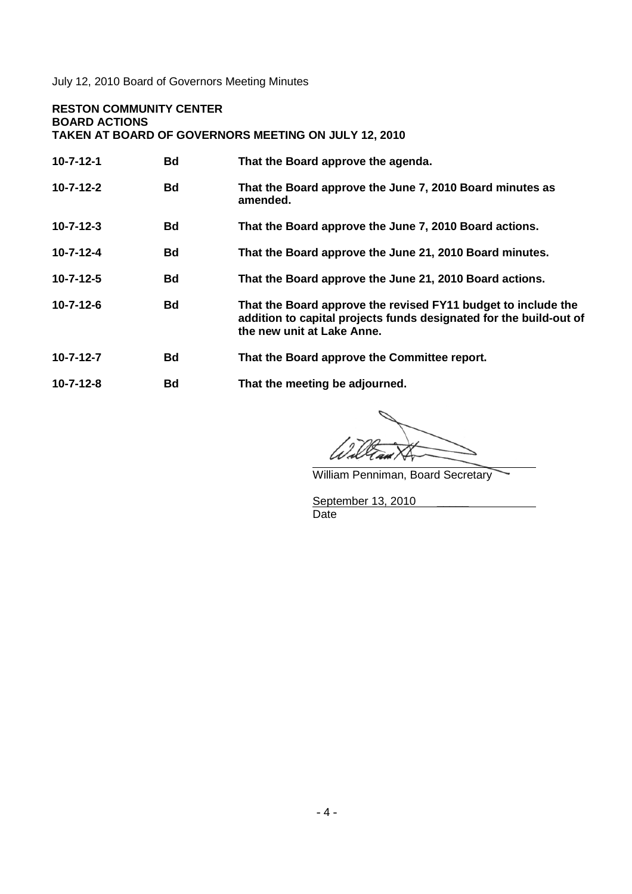July 12, 2010 Board of Governors Meeting Minutes

**RESTON COMMUNITY CENTER**
**BOARD ACTIONS**
**TAKEN AT BOARD OF GOVERNORS MEETING ON JULY 12, 2010**

| | | |
|---|---|---|
| **10-7-12-1** | **Bd** | **That the Board approve the agenda.** |
| **10-7-12-2** | **Bd** | **That the Board approve the June 7, 2010 Board minutes as amended.** |
| **10-7-12-3** | **Bd** | **That the Board approve the June 7, 2010 Board actions.** |
| **10-7-12-4** | **Bd** | **That the Board approve the June 21, 2010 Board minutes.** |
| **10-7-12-5** | **Bd** | **That the Board approve the June 21, 2010 Board actions.** |
| **10-7-12-6** | **Bd** | **That the Board approve the revised FY11 budget to include the addition to capital projects funds designated for the build-out of the new unit at Lake Anne.** |
| **10-7-12-7** | **Bd** | **That the Board approve the Committee report.** |
| **10-7-12-8** | **Bd** | **That the meeting be adjourned.** |

William Penniman, Board Secretary

September 13, 2010
Date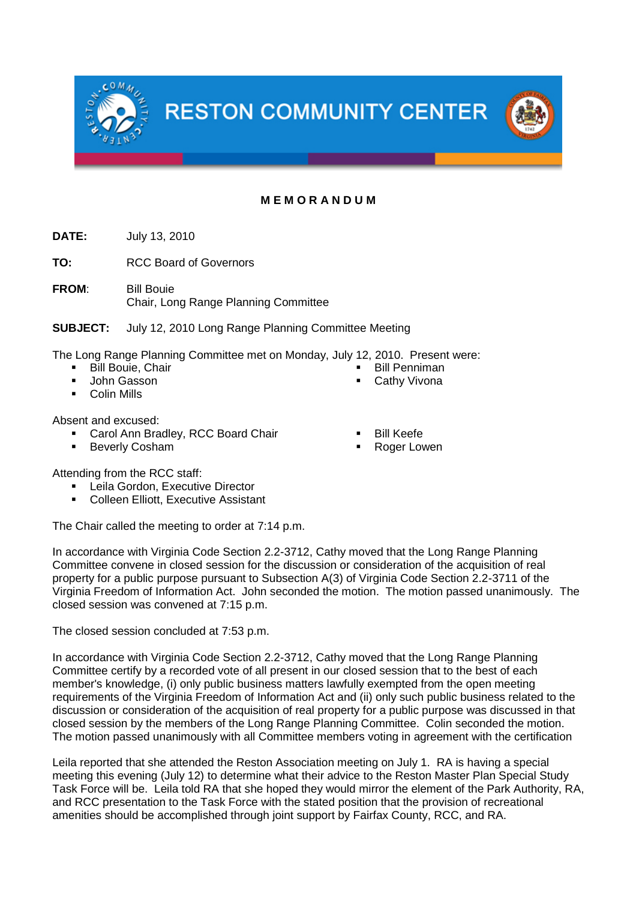# RESTON COMMUNITY CENTER

**M E M O R A N D U M**

**DATE:** July 13, 2010

**TO:** RCC Board of Governors

**FROM:** Bill Bouie
Chair, Long Range Planning Committee

**SUBJECT:** July 12, 2010 Long Range Planning Committee Meeting

The Long Range Planning Committee met on Monday, July 12, 2010. Present were:

- Bill Bouie, Chair
- John Gasson
- Colin Mills
- Bill Penniman
- Cathy Vivona

Absent and excused:

- Carol Ann Bradley, RCC Board Chair
- Beverly Cosham
- Bill Keefe
- Roger Lowen

Attending from the RCC staff:

- Leila Gordon, Executive Director
- Colleen Elliott, Executive Assistant

The Chair called the meeting to order at 7:14 p.m.

In accordance with Virginia Code Section 2.2-3712, Cathy moved that the Long Range Planning Committee convene in closed session for the discussion or consideration of the acquisition of real property for a public purpose pursuant to Subsection A(3) of Virginia Code Section 2.2-3711 of the Virginia Freedom of Information Act. John seconded the motion. The motion passed unanimously. The closed session was convened at 7:15 p.m.

The closed session concluded at 7:53 p.m.

In accordance with Virginia Code Section 2.2-3712, Cathy moved that the Long Range Planning Committee certify by a recorded vote of all present in our closed session that to the best of each member's knowledge, (i) only public business matters lawfully exempted from the open meeting requirements of the Virginia Freedom of Information Act and (ii) only such public business related to the discussion or consideration of the acquisition of real property for a public purpose was discussed in that closed session by the members of the Long Range Planning Committee. Colin seconded the motion. The motion passed unanimously with all Committee members voting in agreement with the certification

Leila reported that she attended the Reston Association meeting on July 1. RA is having a special meeting this evening (July 12) to determine what their advice to the Reston Master Plan Special Study Task Force will be. Leila told RA that she hoped they would mirror the element of the Park Authority, RA, and RCC presentation to the Task Force with the stated position that the provision of recreational amenities should be accomplished through joint support by Fairfax County, RCC, and RA.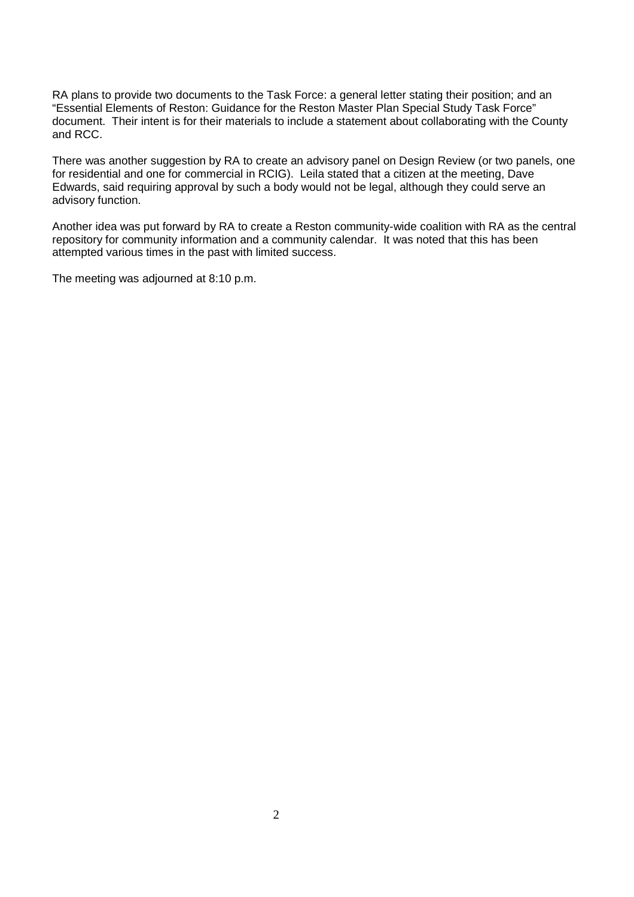RA plans to provide two documents to the Task Force: a general letter stating their position; and an "Essential Elements of Reston: Guidance for the Reston Master Plan Special Study Task Force" document. Their intent is for their materials to include a statement about collaborating with the County and RCC.

There was another suggestion by RA to create an advisory panel on Design Review (or two panels, one for residential and one for commercial in RCIG). Leila stated that a citizen at the meeting, Dave Edwards, said requiring approval by such a body would not be legal, although they could serve an advisory function.

Another idea was put forward by RA to create a Reston community-wide coalition with RA as the central repository for community information and a community calendar. It was noted that this has been attempted various times in the past with limited success.

The meeting was adjourned at 8:10 p.m.